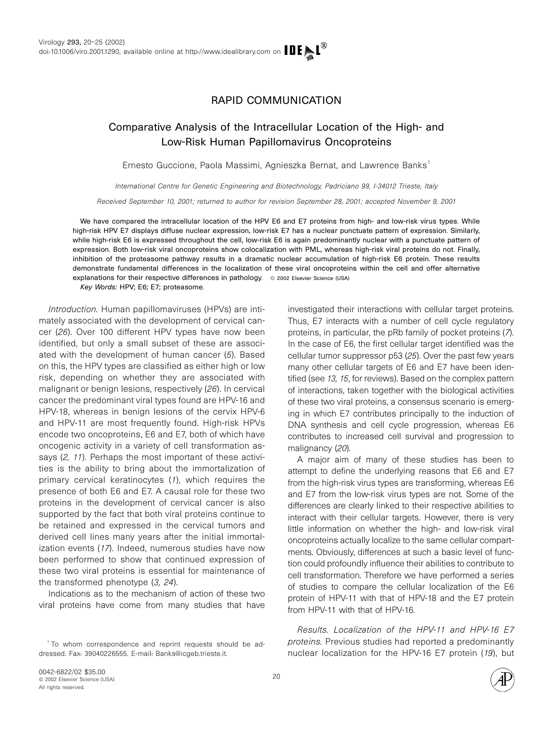RAPID COMMUNICATION

# Comparative Analysis of the Intracellular Location of the High- and Low-Risk Human Papillomavirus Oncoproteins

Ernesto Guccione, Paola Massimi, Agnieszka Bernat, and Lawrence Banks[1]

*International Centre for Genetic Engineering and Biotechnology, Padriciano 99, I-34012 Trieste, Italy*

*Received September 10, 2001; returned to author for revision September 28, 2001; accepted November 9, 2001*

We have compared the intracellular location of the HPV E6 and E7 proteins from high- and low-risk virus types. While high-risk HPV E7 displays diffuse nuclear expression, low-risk E7 has a nuclear punctuate pattern of expression. Similarly, while high-risk E6 is expressed throughout the cell, low-risk E6 is again predominantly nuclear with a punctuate pattern of expression. Both low-risk viral oncoproteins show colocalization with PML, whereas high-risk viral proteins do not. Finally, inhibition of the proteasome pathway results in a dramatic nuclear accumulation of high-risk E6 protein. These results demonstrate fundamental differences in the localization of these viral oncoproteins within the cell and offer alternative explanations for their respective differences in pathology. © 2002 Elsevier Science (USA)

*Key Words:* HPV; E6; E7; proteasome.

*Introduction.* Human papillomaviruses (HPVs) are intimately associated with the development of cervical cancer (*26*). Over 100 different HPV types have now been identified, but only a small subset of these are associated with the development of human cancer (*5*). Based on this, the HPV types are classified as either high or low risk, depending on whether they are associated with malignant or benign lesions, respectively (*26*). In cervical cancer the predominant viral types found are HPV-16 and HPV-18, whereas in benign lesions of the cervix HPV-6 and HPV-11 are most frequently found. High-risk HPVs encode two oncoproteins, E6 and E7, both of which have oncogenic activity in a variety of cell transformation assays (*2, 11*). Perhaps the most important of these activities is the ability to bring about the immortalization of primary cervical keratinocytes (*1*), which requires the presence of both E6 and E7. A causal role for these two proteins in the development of cervical cancer is also supported by the fact that both viral proteins continue to be retained and expressed in the cervical tumors and derived cell lines many years after the initial immortalization events (*17*). Indeed, numerous studies have now been performed to show that continued expression of these two viral proteins is essential for maintenance of the transformed phenotype (*3, 24*).

Indications as to the mechanism of action of these two viral proteins have come from many studies that have investigated their interactions with cellular target proteins. Thus, E7 interacts with a number of cell cycle regulatory proteins, in particular, the pRb family of pocket proteins (*7*). In the case of E6, the first cellular target identified was the cellular tumor suppressor p53 (*25*). Over the past few years many other cellular targets of E6 and E7 have been identified (see *13, 15*, for reviews). Based on the complex pattern of interactions, taken together with the biological activities of these two viral proteins, a consensus scenario is emerging in which E7 contributes principally to the induction of DNA synthesis and cell cycle progression, whereas E6 contributes to increased cell survival and progression to malignancy (*20*).

A major aim of many of these studies has been to attempt to define the underlying reasons that E6 and E7 from the high-risk virus types are transforming, whereas E6 and E7 from the low-risk virus types are not. Some of the differences are clearly linked to their respective abilities to interact with their cellular targets. However, there is very little information on whether the high- and low-risk viral oncoproteins actually localize to the same cellular compartments. Obviously, differences at such a basic level of function could profoundly influence their abilities to contribute to cell transformation. Therefore we have performed a series of studies to compare the cellular localization of the E6 protein of HPV-11 with that of HPV-18 and the E7 protein from HPV-11 with that of HPV-16.

*Results. Localization of the HPV-11 and HPV-16 E7 proteins.* Previous studies had reported a predominantly nuclear localization for the HPV-16 E7 protein (*19*), but

[1] To whom correspondence and reprint requests should be addressed. Fax: 39040226555. E-mail: Banks@icgeb.trieste.it.

0042-6822/02 $35.00
© 2002 Elsevier Science (USA)
All rights reserved.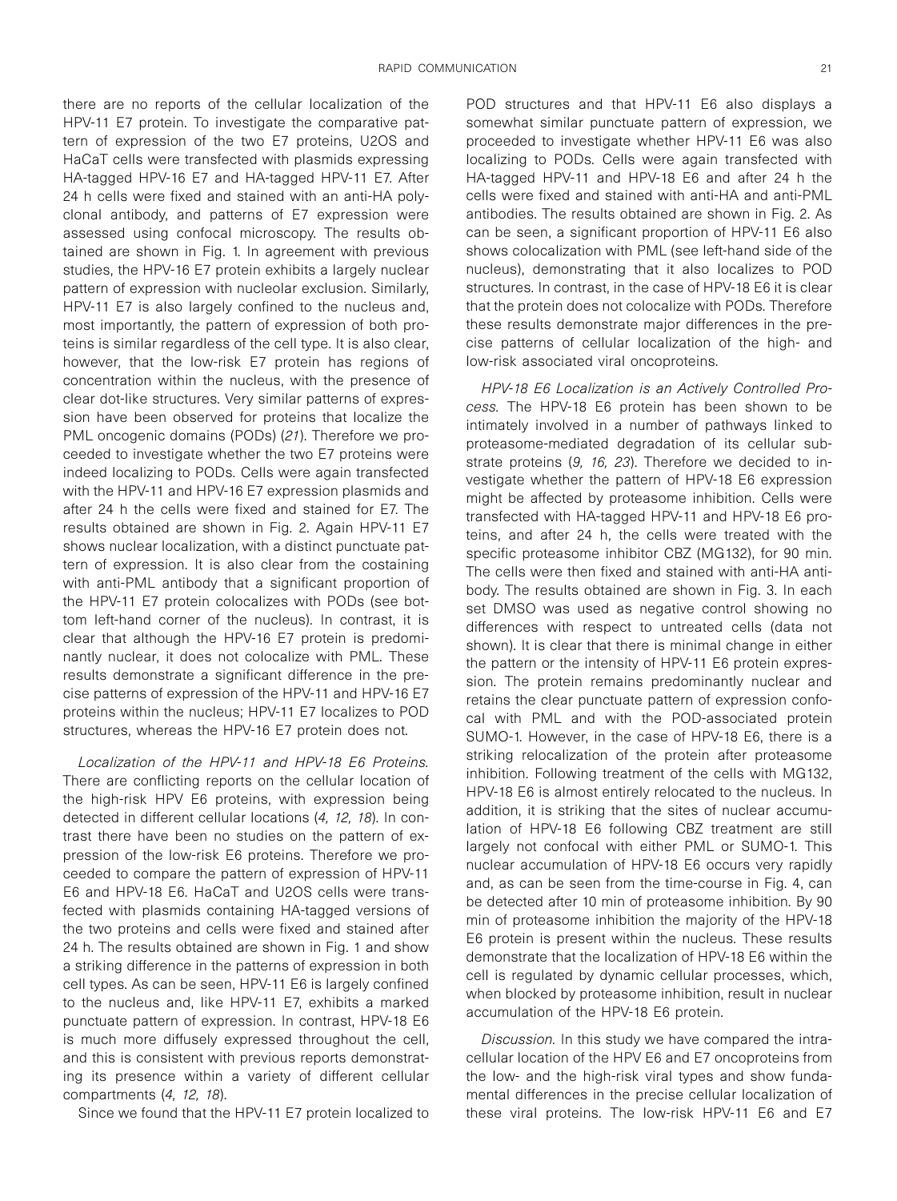there are no reports of the cellular localization of the HPV-11 E7 protein. To investigate the comparative pattern of expression of the two E7 proteins, U2OS and HaCaT cells were transfected with plasmids expressing HA-tagged HPV-16 E7 and HA-tagged HPV-11 E7. After 24 h cells were fixed and stained with an anti-HA polyclonal antibody, and patterns of E7 expression were assessed using confocal microscopy. The results obtained are shown in Fig. 1. In agreement with previous studies, the HPV-16 E7 protein exhibits a largely nuclear pattern of expression with nucleolar exclusion. Similarly, HPV-11 E7 is also largely confined to the nucleus and, most importantly, the pattern of expression of both proteins is similar regardless of the cell type. It is also clear, however, that the low-risk E7 protein has regions of concentration within the nucleus, with the presence of clear dot-like structures. Very similar patterns of expression have been observed for proteins that localize the PML oncogenic domains (PODs) (*21*). Therefore we proceeded to investigate whether the two E7 proteins were indeed localizing to PODs. Cells were again transfected with the HPV-11 and HPV-16 E7 expression plasmids and after 24 h the cells were fixed and stained for E7. The results obtained are shown in Fig. 2. Again HPV-11 E7 shows nuclear localization, with a distinct punctuate pattern of expression. It is also clear from the costaining with anti-PML antibody that a significant proportion of the HPV-11 E7 protein colocalizes with PODs (see bottom left-hand corner of the nucleus). In contrast, it is clear that although the HPV-16 E7 protein is predominantly nuclear, it does not colocalize with PML. These results demonstrate a significant difference in the precise patterns of expression of the HPV-11 and HPV-16 E7 proteins within the nucleus; HPV-11 E7 localizes to POD structures, whereas the HPV-16 E7 protein does not.

*Localization of the HPV-11 and HPV-18 E6 Proteins.* There are conflicting reports on the cellular location of the high-risk HPV E6 proteins, with expression being detected in different cellular locations (*4, 12, 18*). In contrast there have been no studies on the pattern of expression of the low-risk E6 proteins. Therefore we proceeded to compare the pattern of expression of HPV-11 E6 and HPV-18 E6. HaCaT and U2OS cells were transfected with plasmids containing HA-tagged versions of the two proteins and cells were fixed and stained after 24 h. The results obtained are shown in Fig. 1 and show a striking difference in the patterns of expression in both cell types. As can be seen, HPV-11 E6 is largely confined to the nucleus and, like HPV-11 E7, exhibits a marked punctuate pattern of expression. In contrast, HPV-18 E6 is much more diffusely expressed throughout the cell, and this is consistent with previous reports demonstrating its presence within a variety of different cellular compartments (*4, 12, 18*).

Since we found that the HPV-11 E7 protein localized to POD structures and that HPV-11 E6 also displays a somewhat similar punctuate pattern of expression, we proceeded to investigate whether HPV-11 E6 was also localizing to PODs. Cells were again transfected with HA-tagged HPV-11 and HPV-18 E6 and after 24 h the cells were fixed and stained with anti-HA and anti-PML antibodies. The results obtained are shown in Fig. 2. As can be seen, a significant proportion of HPV-11 E6 also shows colocalization with PML (see left-hand side of the nucleus), demonstrating that it also localizes to POD structures. In contrast, in the case of HPV-18 E6 it is clear that the protein does not colocalize with PODs. Therefore these results demonstrate major differences in the precise patterns of cellular localization of the high- and low-risk associated viral oncoproteins.

*HPV-18 E6 Localization is an Actively Controlled Process.* The HPV-18 E6 protein has been shown to be intimately involved in a number of pathways linked to proteasome-mediated degradation of its cellular substrate proteins (*9, 16, 23*). Therefore we decided to investigate whether the pattern of HPV-18 E6 expression might be affected by proteasome inhibition. Cells were transfected with HA-tagged HPV-11 and HPV-18 E6 proteins, and after 24 h, the cells were treated with the specific proteasome inhibitor CBZ (MG132), for 90 min. The cells were then fixed and stained with anti-HA antibody. The results obtained are shown in Fig. 3. In each set DMSO was used as negative control showing no differences with respect to untreated cells (data not shown). It is clear that there is minimal change in either the pattern or the intensity of HPV-11 E6 protein expression. The protein remains predominantly nuclear and retains the clear punctuate pattern of expression confocal with PML and with the POD-associated protein SUMO-1. However, in the case of HPV-18 E6, there is a striking relocalization of the protein after proteasome inhibition. Following treatment of the cells with MG132, HPV-18 E6 is almost entirely relocated to the nucleus. In addition, it is striking that the sites of nuclear accumulation of HPV-18 E6 following CBZ treatment are still largely not confocal with either PML or SUMO-1. This nuclear accumulation of HPV-18 E6 occurs very rapidly and, as can be seen from the time-course in Fig. 4, can be detected after 10 min of proteasome inhibition. By 90 min of proteasome inhibition the majority of the HPV-18 E6 protein is present within the nucleus. These results demonstrate that the localization of HPV-18 E6 within the cell is regulated by dynamic cellular processes, which, when blocked by proteasome inhibition, result in nuclear accumulation of the HPV-18 E6 protein.

*Discussion.* In this study we have compared the intracellular location of the HPV E6 and E7 oncoproteins from the low- and the high-risk viral types and show fundamental differences in the precise cellular localization of these viral proteins. The low-risk HPV-11 E6 and E7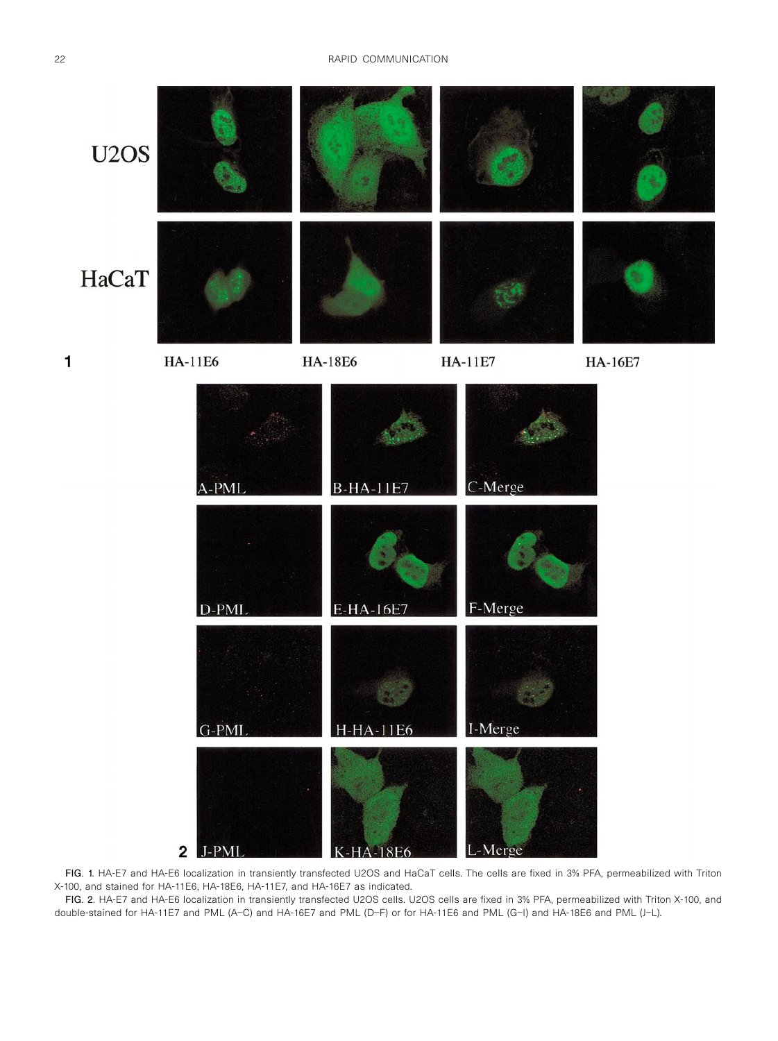U2OS

HaCaT

1

HA-11E6

HA-18E6

HA-11E7

HA-16E7

A-PML

B-HA-11E7

C-Merge

D-PML

E-HA-16E7

F-Merge

G-PML

H-HA-11E6

I-Merge

2

J-PML

K-HA-18E6

L-Merge

**FIG. 1.** HA-E7 and HA-E6 localization in transiently transfected U2OS and HaCaT cells. The cells are fixed in 3% PFA, permeabilized with Triton X-100, and stained for HA-11E6, HA-18E6, HA-11E7, and HA-16E7 as indicated.

**FIG. 2.** HA-E7 and HA-E6 localization in transiently transfected U2OS cells. U2OS cells are fixed in 3% PFA, permeabilized with Triton X-100, and double-stained for HA-11E7 and PML (A–C) and HA-16E7 and PML (D–F) or for HA-11E6 and PML (G–I) and HA-18E6 and PML (J–L).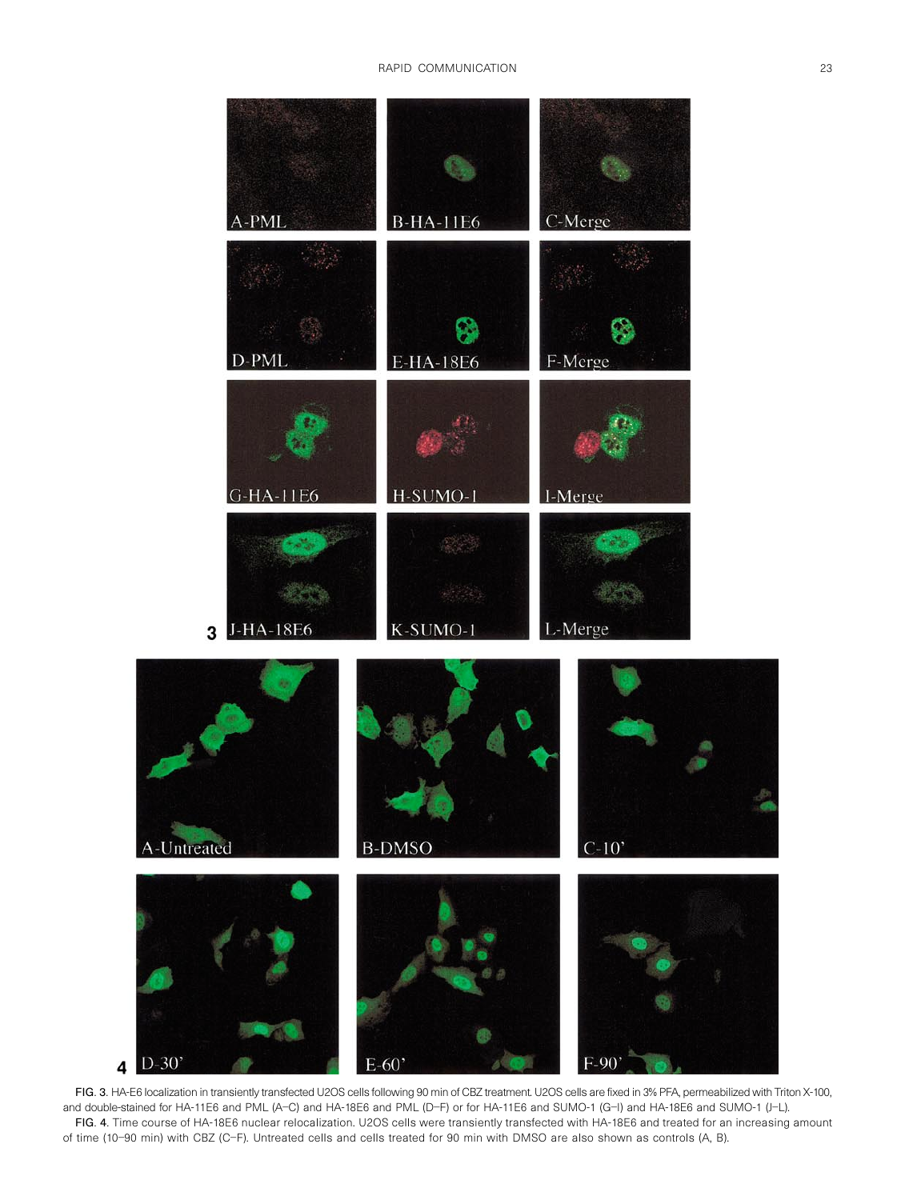A-PML

B-HA-11E6

C-Merge

D-PML

E-HA-18E6

F-Merge

G-HA-11E6

H-SUMO-1

I-Merge

J-HA-18E6

K-SUMO-1

L-Merge

A-Untreated

B-DMSO

C-10'

D-30'

E-60'

F-90'

**FIG. 3.** HA-E6 localization in transiently transfected U2OS cells following 90 min of CBZ treatment. U2OS cells are fixed in 3% PFA, permeabilized with Triton X-100, and double-stained for HA-11E6 and PML (A–C) and HA-18E6 and PML (D–F) or for HA-11E6 and SUMO-1 (G–I) and HA-18E6 and SUMO-1 (J–L).

**FIG. 4.** Time course of HA-18E6 nuclear relocalization. U2OS cells were transiently transfected with HA-18E6 and treated for an increasing amount of time (10–90 min) with CBZ (C–F). Untreated cells and cells treated for 90 min with DMSO are also shown as controls (A, B).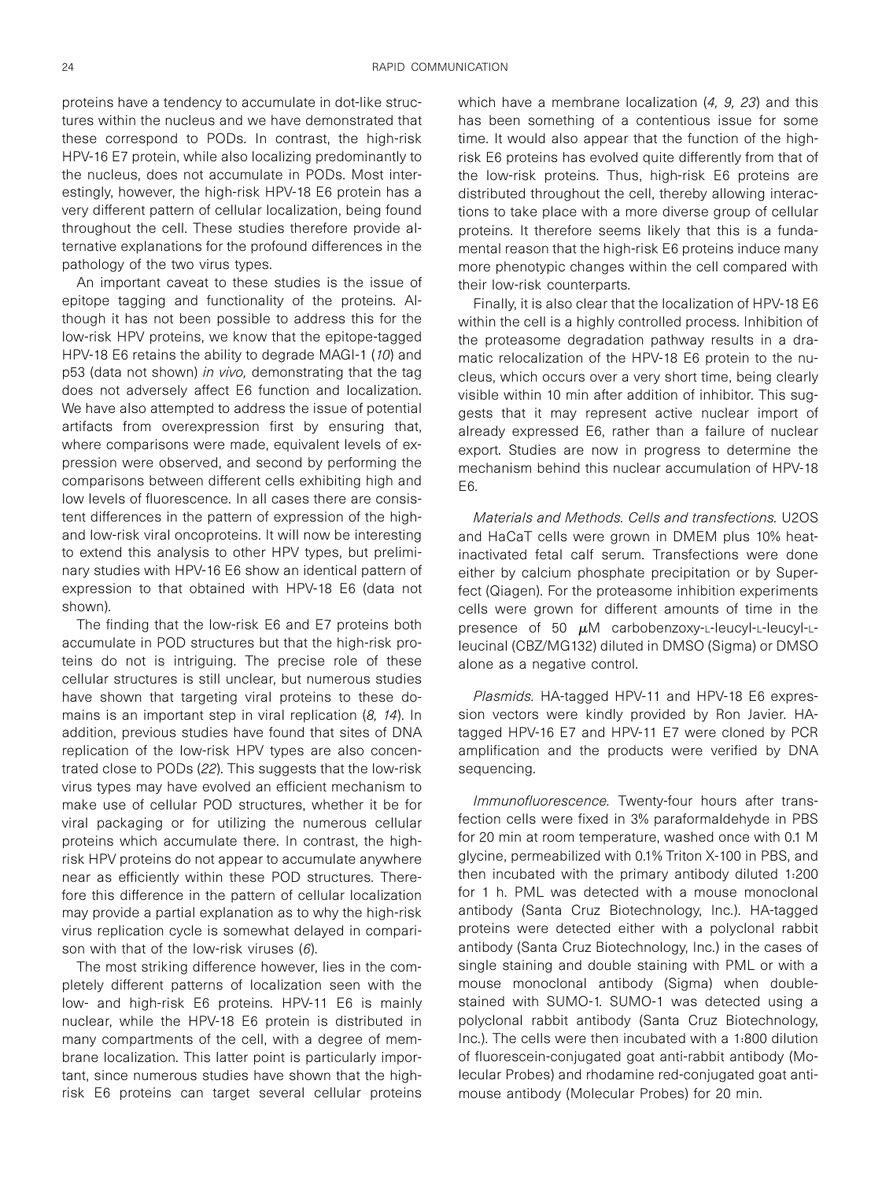proteins have a tendency to accumulate in dot-like structures within the nucleus and we have demonstrated that these correspond to PODs. In contrast, the high-risk HPV-16 E7 protein, while also localizing predominantly to the nucleus, does not accumulate in PODs. Most interestingly, however, the high-risk HPV-18 E6 protein has a very different pattern of cellular localization, being found throughout the cell. These studies therefore provide alternative explanations for the profound differences in the pathology of the two virus types.

An important caveat to these studies is the issue of epitope tagging and functionality of the proteins. Although it has not been possible to address this for the low-risk HPV proteins, we know that the epitope-tagged HPV-18 E6 retains the ability to degrade MAGI-1 (*10*) and p53 (data not shown) *in vivo,* demonstrating that the tag does not adversely affect E6 function and localization. We have also attempted to address the issue of potential artifacts from overexpression first by ensuring that, where comparisons were made, equivalent levels of expression were observed, and second by performing the comparisons between different cells exhibiting high and low levels of fluorescence. In all cases there are consistent differences in the pattern of expression of the high- and low-risk viral oncoproteins. It will now be interesting to extend this analysis to other HPV types, but preliminary studies with HPV-16 E6 show an identical pattern of expression to that obtained with HPV-18 E6 (data not shown).

The finding that the low-risk E6 and E7 proteins both accumulate in POD structures but that the high-risk proteins do not is intriguing. The precise role of these cellular structures is still unclear, but numerous studies have shown that targeting viral proteins to these domains is an important step in viral replication (*8, 14*). In addition, previous studies have found that sites of DNA replication of the low-risk HPV types are also concentrated close to PODs (*22*). This suggests that the low-risk virus types may have evolved an efficient mechanism to make use of cellular POD structures, whether it be for viral packaging or for utilizing the numerous cellular proteins which accumulate there. In contrast, the high-risk HPV proteins do not appear to accumulate anywhere near as efficiently within these POD structures. Therefore this difference in the pattern of cellular localization may provide a partial explanation as to why the high-risk virus replication cycle is somewhat delayed in comparison with that of the low-risk viruses (*6*).

The most striking difference however, lies in the completely different patterns of localization seen with the low- and high-risk E6 proteins. HPV-11 E6 is mainly nuclear, while the HPV-18 E6 protein is distributed in many compartments of the cell, with a degree of membrane localization. This latter point is particularly important, since numerous studies have shown that the high-risk E6 proteins can target several cellular proteins which have a membrane localization (*4, 9, 23*) and this has been something of a contentious issue for some time. It would also appear that the function of the high-risk E6 proteins has evolved quite differently from that of the low-risk proteins. Thus, high-risk E6 proteins are distributed throughout the cell, thereby allowing interactions to take place with a more diverse group of cellular proteins. It therefore seems likely that this is a fundamental reason that the high-risk E6 proteins induce many more phenotypic changes within the cell compared with their low-risk counterparts.

Finally, it is also clear that the localization of HPV-18 E6 within the cell is a highly controlled process. Inhibition of the proteasome degradation pathway results in a dramatic relocalization of the HPV-18 E6 protein to the nucleus, which occurs over a very short time, being clearly visible within 10 min after addition of inhibitor. This suggests that it may represent active nuclear import of already expressed E6, rather than a failure of nuclear export. Studies are now in progress to determine the mechanism behind this nuclear accumulation of HPV-18 E6.

*Materials and Methods. Cells and transfections.* U2OS and HaCaT cells were grown in DMEM plus 10% heat-inactivated fetal calf serum. Transfections were done either by calcium phosphate precipitation or by Superfect (Qiagen). For the proteasome inhibition experiments cells were grown for different amounts of time in the presence of 50 $\mu$M carbobenzoxy-L-leucyl-L-leucyl-L-leucinal (CBZ/MG132) diluted in DMSO (Sigma) or DMSO alone as a negative control.

*Plasmids.* HA-tagged HPV-11 and HPV-18 E6 expression vectors were kindly provided by Ron Javier. HA-tagged HPV-16 E7 and HPV-11 E7 were cloned by PCR amplification and the products were verified by DNA sequencing.

*Immunofluorescence.* Twenty-four hours after transfection cells were fixed in 3% paraformaldehyde in PBS for 20 min at room temperature, washed once with 0.1 M glycine, permeabilized with 0.1% Triton X-100 in PBS, and then incubated with the primary antibody diluted 1:200 for 1 h. PML was detected with a mouse monoclonal antibody (Santa Cruz Biotechnology, Inc.). HA-tagged proteins were detected either with a polyclonal rabbit antibody (Santa Cruz Biotechnology, Inc.) in the cases of single staining and double staining with PML or with a mouse monoclonal antibody (Sigma) when double-stained with SUMO-1. SUMO-1 was detected using a polyclonal rabbit antibody (Santa Cruz Biotechnology, Inc.). The cells were then incubated with a 1:800 dilution of fluorescein-conjugated goat anti-rabbit antibody (Molecular Probes) and rhodamine red-conjugated goat anti-mouse antibody (Molecular Probes) for 20 min.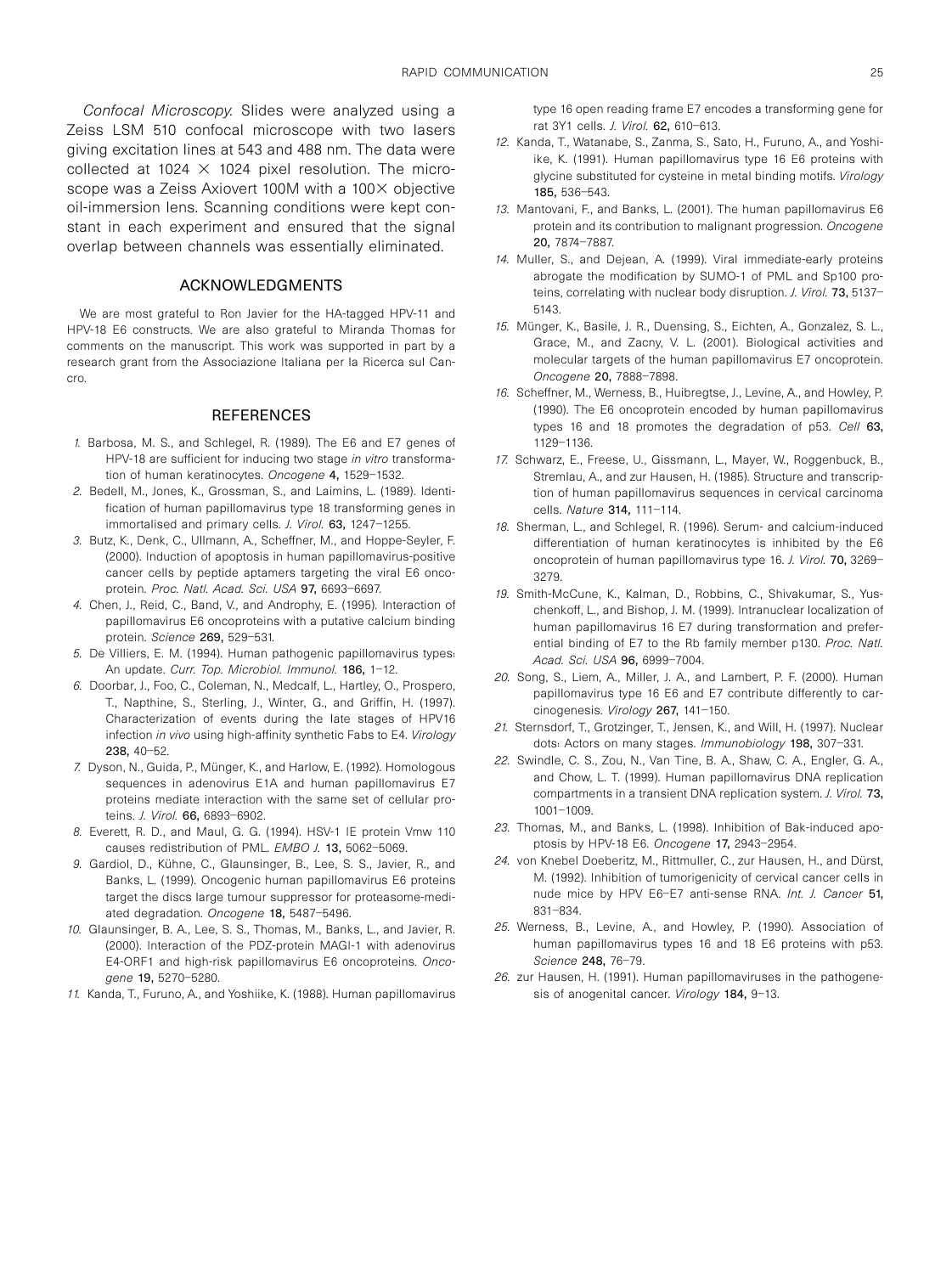*Confocal Microscopy.* Slides were analyzed using a Zeiss LSM 510 confocal microscope with two lasers giving excitation lines at 543 and 488 nm. The data were collected at 1024 × 1024 pixel resolution. The microscope was a Zeiss Axiovert 100M with a 100× objective oil-immersion lens. Scanning conditions were kept constant in each experiment and ensured that the signal overlap between channels was essentially eliminated.

## ACKNOWLEDGMENTS

We are most grateful to Ron Javier for the HA-tagged HPV-11 and HPV-18 E6 constructs. We are also grateful to Miranda Thomas for comments on the manuscript. This work was supported in part by a research grant from the Associazione Italiana per la Ricerca sul Cancro.

## REFERENCES

1. Barbosa, M. S., and Schlegel, R. (1989). The E6 and E7 genes of HPV-18 are sufficient for inducing two stage *in vitro* transformation of human keratinocytes. *Oncogene* **4,** 1529–1532.
2. Bedell, M., Jones, K., Grossman, S., and Laimins, L. (1989). Identification of human papillomavirus type 18 transforming genes in immortalised and primary cells. *J. Virol.* **63,** 1247–1255.
3. Butz, K., Denk, C., Ullmann, A., Scheffner, M., and Hoppe-Seyler, F. (2000). Induction of apoptosis in human papillomavirus-positive cancer cells by peptide aptamers targeting the viral E6 oncoprotein. *Proc. Natl. Acad. Sci. USA* **97,** 6693–6697.
4. Chen, J., Reid, C., Band, V., and Androphy, E. (1995). Interaction of papillomavirus E6 oncoproteins with a putative calcium binding protein. *Science* **269,** 529–531.
5. De Villiers, E. M. (1994). Human pathogenic papillomavirus types: An update. *Curr. Top. Microbiol. Immunol.* **186,** 1–12.
6. Doorbar, J., Foo, C., Coleman, N., Medcalf, L., Hartley, O., Prospero, T., Napthine, S., Sterling, J., Winter, G., and Griffin, H. (1997). Characterization of events during the late stages of HPV16 infection *in vivo* using high-affinity synthetic Fabs to E4. *Virology* **238,** 40–52.
7. Dyson, N., Guida, P., Münger, K., and Harlow, E. (1992). Homologous sequences in adenovirus E1A and human papillomavirus E7 proteins mediate interaction with the same set of cellular proteins. *J. Virol.* **66,** 6893–6902.
8. Everett, R. D., and Maul, G. G. (1994). HSV-1 IE protein Vmw 110 causes redistribution of PML. *EMBO J.* **13,** 5062–5069.
9. Gardiol, D., Kühne, C., Glaunsinger, B., Lee, S. S., Javier, R., and Banks, L. (1999). Oncogenic human papillomavirus E6 proteins target the discs large tumour suppressor for proteasome-mediated degradation. *Oncogene* **18,** 5487–5496.
10. Glaunsinger, B. A., Lee, S. S., Thomas, M., Banks, L., and Javier, R. (2000). Interaction of the PDZ-protein MAGI-1 with adenovirus E4-ORF1 and high-risk papillomavirus E6 oncoproteins. *Oncogene* **19,** 5270–5280.
11. Kanda, T., Furuno, A., and Yoshiike, K. (1988). Human papillomavirus type 16 open reading frame E7 encodes a transforming gene for rat 3Y1 cells. *J. Virol.* **62,** 610–613.
12. Kanda, T., Watanabe, S., Zanma, S., Sato, H., Furuno, A., and Yoshiike, K. (1991). Human papillomavirus type 16 E6 proteins with glycine substituted for cysteine in metal binding motifs. *Virology* **185,** 536–543.
13. Mantovani, F., and Banks, L. (2001). The human papillomavirus E6 protein and its contribution to malignant progression. *Oncogene* **20,** 7874–7887.
14. Muller, S., and Dejean, A. (1999). Viral immediate-early proteins abrogate the modification by SUMO-1 of PML and Sp100 proteins, correlating with nuclear body disruption. *J. Virol.* **73,** 5137–5143.
15. Münger, K., Basile, J. R., Duensing, S., Eichten, A., Gonzalez, S. L., Grace, M., and Zacny, V. L. (2001). Biological activities and molecular targets of the human papillomavirus E7 oncoprotein. *Oncogene* **20,** 7888–7898.
16. Scheffner, M., Werness, B., Huibregtse, J., Levine, A., and Howley, P. (1990). The E6 oncoprotein encoded by human papillomavirus types 16 and 18 promotes the degradation of p53. *Cell* **63,** 1129–1136.
17. Schwarz, E., Freese, U., Gissmann, L., Mayer, W., Roggenbuck, B., Stremlau, A., and zur Hausen, H. (1985). Structure and transcription of human papillomavirus sequences in cervical carcinoma cells. *Nature* **314,** 111–114.
18. Sherman, L., and Schlegel, R. (1996). Serum- and calcium-induced differentiation of human keratinocytes is inhibited by the E6 oncoprotein of human papillomavirus type 16. *J. Virol.* **70,** 3269–3279.
19. Smith-McCune, K., Kalman, D., Robbins, C., Shivakumar, S., Yuschenkoff, L., and Bishop, J. M. (1999). Intranuclear localization of human papillomavirus 16 E7 during transformation and preferential binding of E7 to the Rb family member p130. *Proc. Natl. Acad. Sci. USA* **96,** 6999–7004.
20. Song, S., Liem, A., Miller, J. A., and Lambert, P. F. (2000). Human papillomavirus type 16 E6 and E7 contribute differently to carcinogenesis. *Virology* **267,** 141–150.
21. Sternsdorf, T., Grotzinger, T., Jensen, K., and Will, H. (1997). Nuclear dots: Actors on many stages. *Immunobiology* **198,** 307–331.
22. Swindle, C. S., Zou, N., Van Tine, B. A., Shaw, C. A., Engler, G. A., and Chow, L. T. (1999). Human papillomavirus DNA replication compartments in a transient DNA replication system. *J. Virol.* **73,** 1001–1009.
23. Thomas, M., and Banks, L. (1998). Inhibition of Bak-induced apoptosis by HPV-18 E6. *Oncogene* **17,** 2943–2954.
24. von Knebel Doeberitz, M., Rittmuller, C., zur Hausen, H., and Dürst, M. (1992). Inhibition of tumorigenicity of cervical cancer cells in nude mice by HPV E6–E7 anti-sense RNA. *Int. J. Cancer* **51,** 831–834.
25. Werness, B., Levine, A., and Howley, P. (1990). Association of human papillomavirus types 16 and 18 E6 proteins with p53. *Science* **248,** 76–79.
26. zur Hausen, H. (1991). Human papillomaviruses in the pathogenesis of anogenital cancer. *Virology* **184,** 9–13.